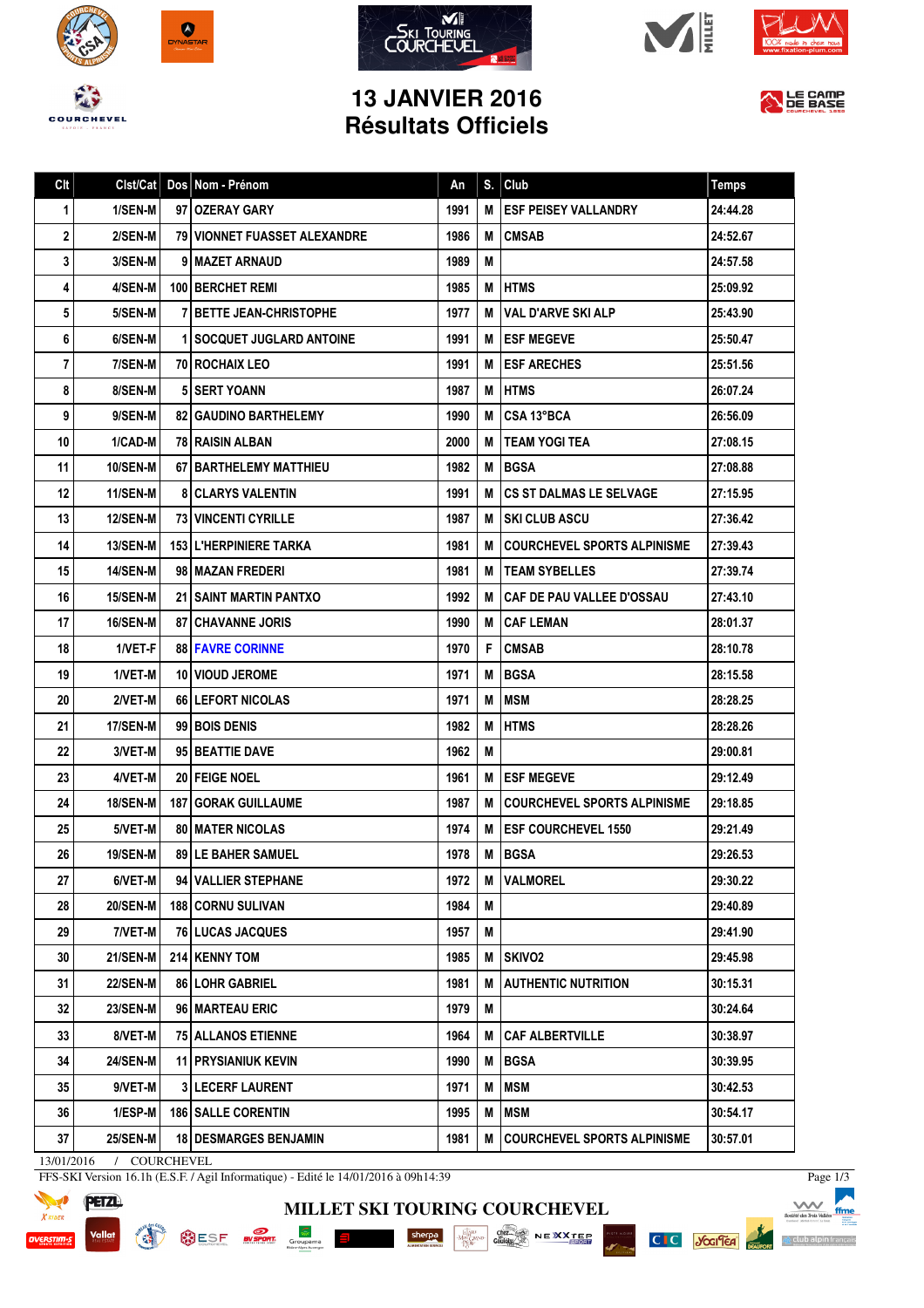# 13 JANVIER 2016
# Résultats Officiels

| Clt | Clst/Cat | Dos | Nom - Prénom | An | S. | Club | Temps |
|---|---|---|---|---|---|---|---|
| 1 | 1/SEN-M | 97 | OZERAY GARY | 1991 | M | ESF PEISEY VALLANDRY | 24:44.28 |
| 2 | 2/SEN-M | 79 | VIONNET FUASSET ALEXANDRE | 1986 | M | CMSAB | 24:52.67 |
| 3 | 3/SEN-M | 9 | MAZET ARNAUD | 1989 | M | | 24:57.58 |
| 4 | 4/SEN-M | 100 | BERCHET REMI | 1985 | M | HTMS | 25:09.92 |
| 5 | 5/SEN-M | 7 | BETTE JEAN-CHRISTOPHE | 1977 | M | VAL D'ARVE SKI ALP | 25:43.90 |
| 6 | 6/SEN-M | 1 | SOCQUET JUGLARD ANTOINE | 1991 | M | ESF MEGEVE | 25:50.47 |
| 7 | 7/SEN-M | 70 | ROCHAIX LEO | 1991 | M | ESF ARECHES | 25:51.56 |
| 8 | 8/SEN-M | 5 | SERT YOANN | 1987 | M | HTMS | 26:07.24 |
| 9 | 9/SEN-M | 82 | GAUDINO BARTHELEMY | 1990 | M | CSA 13°BCA | 26:56.09 |
| 10 | 1/CAD-M | 78 | RAISIN ALBAN | 2000 | M | TEAM YOGI TEA | 27:08.15 |
| 11 | 10/SEN-M | 67 | BARTHELEMY MATTHIEU | 1982 | M | BGSA | 27:08.88 |
| 12 | 11/SEN-M | 8 | CLARYS VALENTIN | 1991 | M | CS ST DALMAS LE SELVAGE | 27:15.95 |
| 13 | 12/SEN-M | 73 | VINCENTI CYRILLE | 1987 | M | SKI CLUB ASCU | 27:36.42 |
| 14 | 13/SEN-M | 153 | L'HERPINIERE TARKA | 1981 | M | COURCHEVEL SPORTS ALPINISME | 27:39.43 |
| 15 | 14/SEN-M | 98 | MAZAN FREDERI | 1981 | M | TEAM SYBELLES | 27:39.74 |
| 16 | 15/SEN-M | 21 | SAINT MARTIN PANTXO | 1992 | M | CAF DE PAU VALLEE D'OSSAU | 27:43.10 |
| 17 | 16/SEN-M | 87 | CHAVANNE JORIS | 1990 | M | CAF LEMAN | 28:01.37 |
| 18 | 1/VET-F | 88 | FAVRE CORINNE | 1970 | F | CMSAB | 28:10.78 |
| 19 | 1/VET-M | 10 | VIOUD JEROME | 1971 | M | BGSA | 28:15.58 |
| 20 | 2/VET-M | 66 | LEFORT NICOLAS | 1971 | M | MSM | 28:28.25 |
| 21 | 17/SEN-M | 99 | BOIS DENIS | 1982 | M | HTMS | 28:28.26 |
| 22 | 3/VET-M | 95 | BEATTIE DAVE | 1962 | M | | 29:00.81 |
| 23 | 4/VET-M | 20 | FEIGE NOEL | 1961 | M | ESF MEGEVE | 29:12.49 |
| 24 | 18/SEN-M | 187 | GORAK GUILLAUME | 1987 | M | COURCHEVEL SPORTS ALPINISME | 29:18.85 |
| 25 | 5/VET-M | 80 | MATER NICOLAS | 1974 | M | ESF COURCHEVEL 1550 | 29:21.49 |
| 26 | 19/SEN-M | 89 | LE BAHER SAMUEL | 1978 | M | BGSA | 29:26.53 |
| 27 | 6/VET-M | 94 | VALLIER STEPHANE | 1972 | M | VALMOREL | 29:30.22 |
| 28 | 20/SEN-M | 188 | CORNU SULIVAN | 1984 | M | | 29:40.89 |
| 29 | 7/VET-M | 76 | LUCAS JACQUES | 1957 | M | | 29:41.90 |
| 30 | 21/SEN-M | 214 | KENNY TOM | 1985 | M | SKIVO2 | 29:45.98 |
| 31 | 22/SEN-M | 86 | LOHR GABRIEL | 1981 | M | AUTHENTIC NUTRITION | 30:15.31 |
| 32 | 23/SEN-M | 96 | MARTEAU ERIC | 1979 | M | | 30:24.64 |
| 33 | 8/VET-M | 75 | ALLANOS ETIENNE | 1964 | M | CAF ALBERTVILLE | 30:38.97 |
| 34 | 24/SEN-M | 11 | PRYSIANIUK KEVIN | 1990 | M | BGSA | 30:39.95 |
| 35 | 9/VET-M | 3 | LECERF LAURENT | 1971 | M | MSM | 30:42.53 |
| 36 | 1/ESP-M | 186 | SALLE CORENTIN | 1995 | M | MSM | 30:54.17 |
| 37 | 25/SEN-M | 18 | DESMARGES BENJAMIN | 1981 | M | COURCHEVEL SPORTS ALPINISME | 30:57.01 |

13/01/2016 / COURCHEVEL

FFS-SKI Version 16.1h (E.S.F. / Agil Informatique) - Edité le 14/01/2016 à 09h14:39

MILLET SKI TOURING COURCHEVEL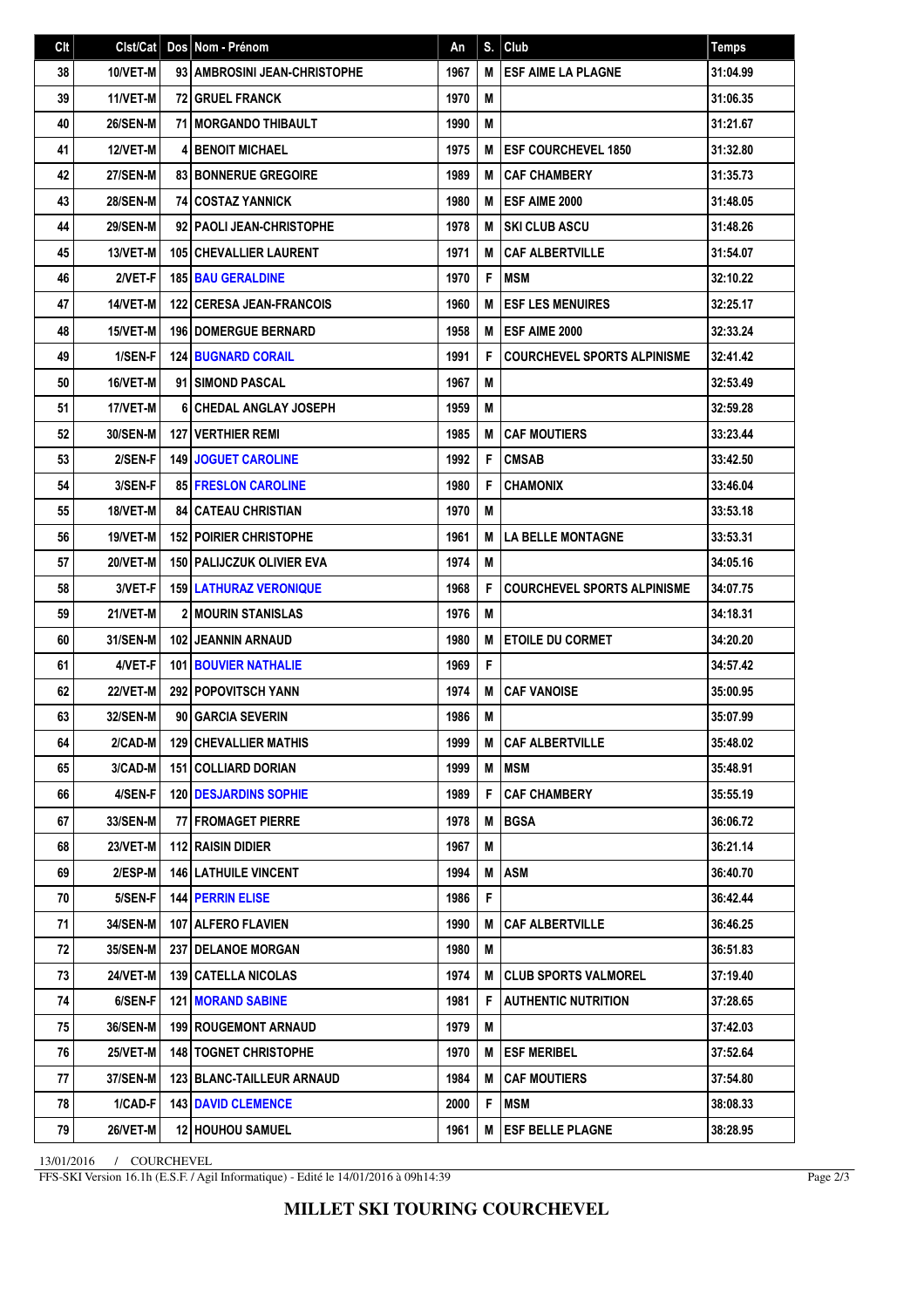| Clt | Clst/Cat | Dos | Nom - Prénom | An | S. | Club | Temps |
|---|---|---|---|---|---|---|---|
| 38 | 10/VET-M | 93 | AMBROSINI JEAN-CHRISTOPHE | 1967 | M | ESF AIME LA PLAGNE | 31:04.99 |
| 39 | 11/VET-M | 72 | GRUEL FRANCK | 1970 | M | | 31:06.35 |
| 40 | 26/SEN-M | 71 | MORGANDO THIBAULT | 1990 | M | | 31:21.67 |
| 41 | 12/VET-M | 4 | BENOIT MICHAEL | 1975 | M | ESF COURCHEVEL 1850 | 31:32.80 |
| 42 | 27/SEN-M | 83 | BONNERUE GREGOIRE | 1989 | M | CAF CHAMBERY | 31:35.73 |
| 43 | 28/SEN-M | 74 | COSTAZ YANNICK | 1980 | M | ESF AIME 2000 | 31:48.05 |
| 44 | 29/SEN-M | 92 | PAOLI JEAN-CHRISTOPHE | 1978 | M | SKI CLUB ASCU | 31:48.26 |
| 45 | 13/VET-M | 105 | CHEVALLIER LAURENT | 1971 | M | CAF ALBERTVILLE | 31:54.07 |
| 46 | 2/VET-F | 185 | BAU GERALDINE | 1970 | F | MSM | 32:10.22 |
| 47 | 14/VET-M | 122 | CERESA JEAN-FRANCOIS | 1960 | M | ESF LES MENUIRES | 32:25.17 |
| 48 | 15/VET-M | 196 | DOMERGUE BERNARD | 1958 | M | ESF AIME 2000 | 32:33.24 |
| 49 | 1/SEN-F | 124 | BUGNARD CORAIL | 1991 | F | COURCHEVEL SPORTS ALPINISME | 32:41.42 |
| 50 | 16/VET-M | 91 | SIMOND PASCAL | 1967 | M | | 32:53.49 |
| 51 | 17/VET-M | 6 | CHEDAL ANGLAY JOSEPH | 1959 | M | | 32:59.28 |
| 52 | 30/SEN-M | 127 | VERTHIER REMI | 1985 | M | CAF MOUTIERS | 33:23.44 |
| 53 | 2/SEN-F | 149 | JOGUET CAROLINE | 1992 | F | CMSAB | 33:42.50 |
| 54 | 3/SEN-F | 85 | FRESLON CAROLINE | 1980 | F | CHAMONIX | 33:46.04 |
| 55 | 18/VET-M | 84 | CATEAU CHRISTIAN | 1970 | M | | 33:53.18 |
| 56 | 19/VET-M | 152 | POIRIER CHRISTOPHE | 1961 | M | LA BELLE MONTAGNE | 33:53.31 |
| 57 | 20/VET-M | 150 | PALIJCZUK OLIVIER EVA | 1974 | M | | 34:05.16 |
| 58 | 3/VET-F | 159 | LATHURAZ VERONIQUE | 1968 | F | COURCHEVEL SPORTS ALPINISME | 34:07.75 |
| 59 | 21/VET-M | 2 | MOURIN STANISLAS | 1976 | M | | 34:18.31 |
| 60 | 31/SEN-M | 102 | JEANNIN ARNAUD | 1980 | M | ETOILE DU CORMET | 34:20.20 |
| 61 | 4/VET-F | 101 | BOUVIER NATHALIE | 1969 | F | | 34:57.42 |
| 62 | 22/VET-M | 292 | POPOVITSCH YANN | 1974 | M | CAF VANOISE | 35:00.95 |
| 63 | 32/SEN-M | 90 | GARCIA SEVERIN | 1986 | M | | 35:07.99 |
| 64 | 2/CAD-M | 129 | CHEVALLIER MATHIS | 1999 | M | CAF ALBERTVILLE | 35:48.02 |
| 65 | 3/CAD-M | 151 | COLLIARD DORIAN | 1999 | M | MSM | 35:48.91 |
| 66 | 4/SEN-F | 120 | DESJARDINS SOPHIE | 1989 | F | CAF CHAMBERY | 35:55.19 |
| 67 | 33/SEN-M | 77 | FROMAGET PIERRE | 1978 | M | BGSA | 36:06.72 |
| 68 | 23/VET-M | 112 | RAISIN DIDIER | 1967 | M | | 36:21.14 |
| 69 | 2/ESP-M | 146 | LATHUILE VINCENT | 1994 | M | ASM | 36:40.70 |
| 70 | 5/SEN-F | 144 | PERRIN ELISE | 1986 | F | | 36:42.44 |
| 71 | 34/SEN-M | 107 | ALFERO FLAVIEN | 1990 | M | CAF ALBERTVILLE | 36:46.25 |
| 72 | 35/SEN-M | 237 | DELANOE MORGAN | 1980 | M | | 36:51.83 |
| 73 | 24/VET-M | 139 | CATELLA NICOLAS | 1974 | M | CLUB SPORTS VALMOREL | 37:19.40 |
| 74 | 6/SEN-F | 121 | MORAND SABINE | 1981 | F | AUTHENTIC NUTRITION | 37:28.65 |
| 75 | 36/SEN-M | 199 | ROUGEMONT ARNAUD | 1979 | M | | 37:42.03 |
| 76 | 25/VET-M | 148 | TOGNET CHRISTOPHE | 1970 | M | ESF MERIBEL | 37:52.64 |
| 77 | 37/SEN-M | 123 | BLANC-TAILLEUR ARNAUD | 1984 | M | CAF MOUTIERS | 37:54.80 |
| 78 | 1/CAD-F | 143 | DAVID CLEMENCE | 2000 | F | MSM | 38:08.33 |
| 79 | 26/VET-M | 12 | HOUHOU SAMUEL | 1961 | M | ESF BELLE PLAGNE | 38:28.95 |

13/01/2016 / COURCHEVEL

FFS-SKI Version 16.1h (E.S.F. / Agil Informatique) - Edité le 14/01/2016 à 09h14:39

**MILLET SKI TOURING COURCHEVEL**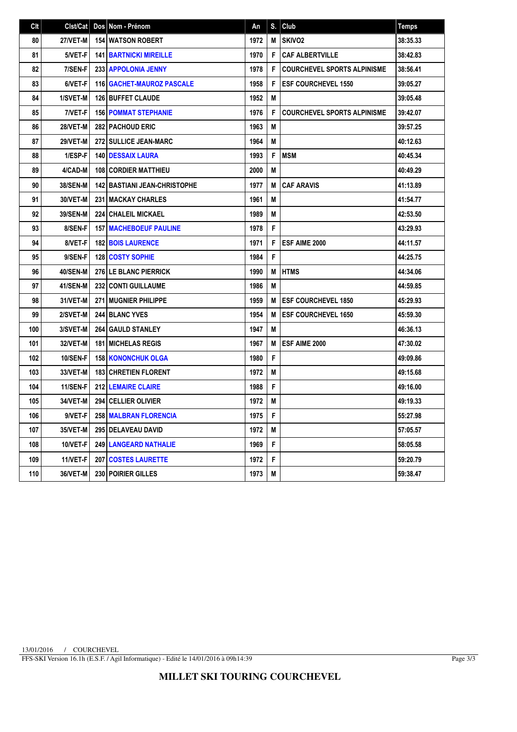| Clt | Clst/Cat | Dos | Nom - Prénom | An | S. | Club | Temps |
|---|---|---|---|---|---|---|---|
| 80 | 27/VET-M | 154 | WATSON ROBERT | 1972 | M | SKIVO2 | 38:35.33 |
| 81 | 5/VET-F | 141 | BARTNICKI MIREILLE | 1970 | F | CAF ALBERTVILLE | 38:42.83 |
| 82 | 7/SEN-F | 233 | APPOLONIA JENNY | 1978 | F | COURCHEVEL SPORTS ALPINISME | 38:56.41 |
| 83 | 6/VET-F | 116 | GACHET-MAUROZ PASCALE | 1958 | F | ESF COURCHEVEL 1550 | 39:05.27 |
| 84 | 1/SVET-M | 126 | BUFFET CLAUDE | 1952 | M | | 39:05.48 |
| 85 | 7/VET-F | 156 | POMMAT STEPHANIE | 1976 | F | COURCHEVEL SPORTS ALPINISME | 39:42.07 |
| 86 | 28/VET-M | 282 | PACHOUD ERIC | 1963 | M | | 39:57.25 |
| 87 | 29/VET-M | 272 | SULLICE JEAN-MARC | 1964 | M | | 40:12.63 |
| 88 | 1/ESP-F | 140 | DESSAIX LAURA | 1993 | F | MSM | 40:45.34 |
| 89 | 4/CAD-M | 108 | CORDIER MATTHIEU | 2000 | M | | 40:49.29 |
| 90 | 38/SEN-M | 142 | BASTIANI JEAN-CHRISTOPHE | 1977 | M | CAF ARAVIS | 41:13.89 |
| 91 | 30/VET-M | 231 | MACKAY CHARLES | 1961 | M | | 41:54.77 |
| 92 | 39/SEN-M | 224 | CHALEIL MICKAEL | 1989 | M | | 42:53.50 |
| 93 | 8/SEN-F | 157 | MACHEBOEUF PAULINE | 1978 | F | | 43:29.93 |
| 94 | 8/VET-F | 182 | BOIS LAURENCE | 1971 | F | ESF AIME 2000 | 44:11.57 |
| 95 | 9/SEN-F | 128 | COSTY SOPHIE | 1984 | F | | 44:25.75 |
| 96 | 40/SEN-M | 276 | LE BLANC PIERRICK | 1990 | M | HTMS | 44:34.06 |
| 97 | 41/SEN-M | 232 | CONTI GUILLAUME | 1986 | M | | 44:59.85 |
| 98 | 31/VET-M | 271 | MUGNIER PHILIPPE | 1959 | M | ESF COURCHEVEL 1850 | 45:29.93 |
| 99 | 2/SVET-M | 244 | BLANC YVES | 1954 | M | ESF COURCHEVEL 1650 | 45:59.30 |
| 100 | 3/SVET-M | 264 | GAULD STANLEY | 1947 | M | | 46:36.13 |
| 101 | 32/VET-M | 181 | MICHELAS REGIS | 1967 | M | ESF AIME 2000 | 47:30.02 |
| 102 | 10/SEN-F | 158 | KONONCHUK OLGA | 1980 | F | | 49:09.86 |
| 103 | 33/VET-M | 183 | CHRETIEN FLORENT | 1972 | M | | 49:15.68 |
| 104 | 11/SEN-F | 212 | LEMAIRE CLAIRE | 1988 | F | | 49:16.00 |
| 105 | 34/VET-M | 294 | CELLIER OLIVIER | 1972 | M | | 49:19.33 |
| 106 | 9/VET-F | 258 | MALBRAN FLORENCIA | 1975 | F | | 55:27.98 |
| 107 | 35/VET-M | 295 | DELAVEAU DAVID | 1972 | M | | 57:05.57 |
| 108 | 10/VET-F | 249 | LANGEARD NATHALIE | 1969 | F | | 58:05.58 |
| 109 | 11/VET-F | 207 | COSTES LAURETTE | 1972 | F | | 59:20.79 |
| 110 | 36/VET-M | 230 | POIRIER GILLES | 1973 | M | | 59:38.47 |

13/01/2016 / COURCHEVEL

FFS-SKI Version 16.1h (E.S.F. / Agil Informatique) - Edité le 14/01/2016 à 09h14:39

**MILLET SKI TOURING COURCHEVEL**